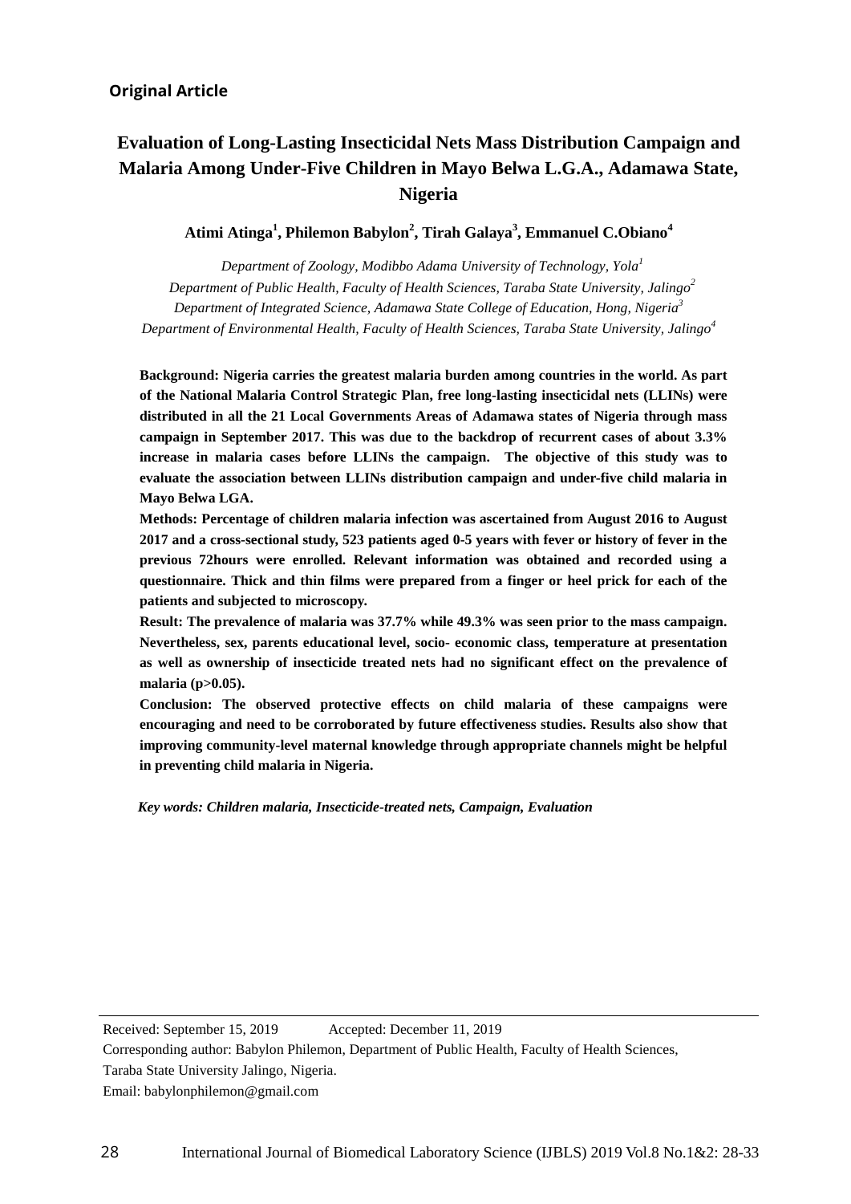**Original Article**

# Evaluation of Long-Lasting Insecticidal Nets Mass Distribution Campaign and Malaria Among Under-Five Children in Mayo Belwa L.G.A., Adamawa State, Nigeria

**Atimi Atinga[1], Philemon Babylon[2], Tirah Galaya[3], Emmanuel C.Obiano[4]**

*Department of Zoology, Modibbo Adama University of Technology, Yola[1]*
*Department of Public Health, Faculty of Health Sciences, Taraba State University, Jalingo[2]*
*Department of Integrated Science, Adamawa State College of Education, Hong, Nigeria[3]*
*Department of Environmental Health, Faculty of Health Sciences, Taraba State University, Jalingo[4]*

**Background: Nigeria carries the greatest malaria burden among countries in the world. As part of the National Malaria Control Strategic Plan, free long-lasting insecticidal nets (LLINs) were distributed in all the 21 Local Governments Areas of Adamawa states of Nigeria through mass campaign in September 2017. This was due to the backdrop of recurrent cases of about 3.3% increase in malaria cases before LLINs the campaign. The objective of this study was to evaluate the association between LLINs distribution campaign and under-five child malaria in Mayo Belwa LGA.**

**Methods: Percentage of children malaria infection was ascertained from August 2016 to August 2017 and a cross-sectional study, 523 patients aged 0-5 years with fever or history of fever in the previous 72hours were enrolled. Relevant information was obtained and recorded using a questionnaire. Thick and thin films were prepared from a finger or heel prick for each of the patients and subjected to microscopy.**

**Result: The prevalence of malaria was 37.7% while 49.3% was seen prior to the mass campaign. Nevertheless, sex, parents educational level, socio- economic class, temperature at presentation as well as ownership of insecticide treated nets had no significant effect on the prevalence of malaria ($p>0.05$).**

**Conclusion: The observed protective effects on child malaria of these campaigns were encouraging and need to be corroborated by future effectiveness studies. Results also show that improving community-level maternal knowledge through appropriate channels might be helpful in preventing child malaria in Nigeria.**

***Key words: Children malaria, Insecticide-treated nets, Campaign, Evaluation***

---

Received: September 15, 2019 Accepted: December 11, 2019

Corresponding author: Babylon Philemon, Department of Public Health, Faculty of Health Sciences, Taraba State University Jalingo, Nigeria.

Email: babylonphilemon@gmail.com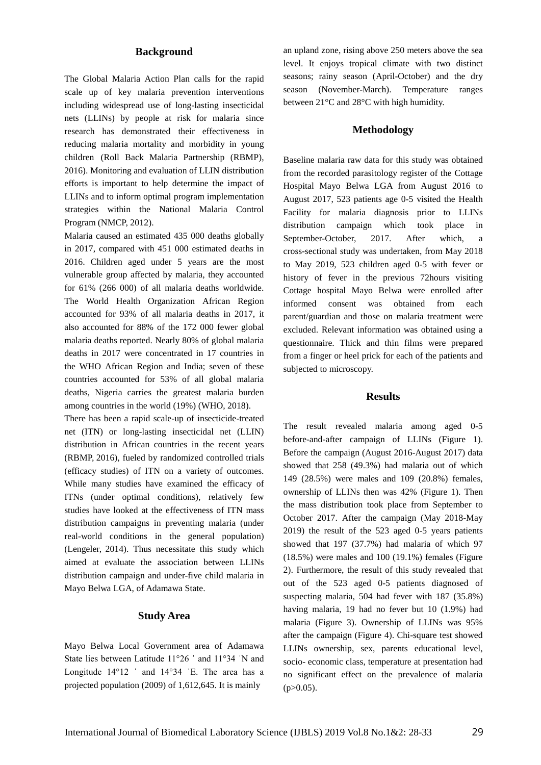## Background

The Global Malaria Action Plan calls for the rapid scale up of key malaria prevention interventions including widespread use of long-lasting insecticidal nets (LLINs) by people at risk for malaria since research has demonstrated their effectiveness in reducing malaria mortality and morbidity in young children (Roll Back Malaria Partnership (RBMP), 2016). Monitoring and evaluation of LLIN distribution efforts is important to help determine the impact of LLINs and to inform optimal program implementation strategies within the National Malaria Control Program (NMCP, 2012).

Malaria caused an estimated 435 000 deaths globally in 2017, compared with 451 000 estimated deaths in 2016. Children aged under 5 years are the most vulnerable group affected by malaria, they accounted for 61% (266 000) of all malaria deaths worldwide. The World Health Organization African Region accounted for 93% of all malaria deaths in 2017, it also accounted for 88% of the 172 000 fewer global malaria deaths reported. Nearly 80% of global malaria deaths in 2017 were concentrated in 17 countries in the WHO African Region and India; seven of these countries accounted for 53% of all global malaria deaths, Nigeria carries the greatest malaria burden among countries in the world (19%) (WHO, 2018).

There has been a rapid scale-up of insecticide-treated net (ITN) or long-lasting insecticidal net (LLIN) distribution in African countries in the recent years (RBMP, 2016), fueled by randomized controlled trials (efficacy studies) of ITN on a variety of outcomes. While many studies have examined the efficacy of ITNs (under optimal conditions), relatively few studies have looked at the effectiveness of ITN mass distribution campaigns in preventing malaria (under real-world conditions in the general population) (Lengeler, 2014). Thus necessitate this study which aimed at evaluate the association between LLINs distribution campaign and under-five child malaria in Mayo Belwa LGA, of Adamawa State.

## Study Area

Mayo Belwa Local Government area of Adamawa State lies between Latitude 11°26 ' and 11°34 'N and Longitude 14°12 ' and 14°34 'E. The area has a projected population (2009) of 1,612,645. It is mainly an upland zone, rising above 250 meters above the sea level. It enjoys tropical climate with two distinct seasons; rainy season (April-October) and the dry season (November-March). Temperature ranges between 21°C and 28°C with high humidity.

## Methodology

Baseline malaria raw data for this study was obtained from the recorded parasitology register of the Cottage Hospital Mayo Belwa LGA from August 2016 to August 2017, 523 patients age 0-5 visited the Health Facility for malaria diagnosis prior to LLINs distribution campaign which took place in September-October, 2017. After which, a cross-sectional study was undertaken, from May 2018 to May 2019, 523 children aged 0-5 with fever or history of fever in the previous 72hours visiting Cottage hospital Mayo Belwa were enrolled after informed consent was obtained from each parent/guardian and those on malaria treatment were excluded. Relevant information was obtained using a questionnaire. Thick and thin films were prepared from a finger or heel prick for each of the patients and subjected to microscopy.

## Results

The result revealed malaria among aged 0-5 before-and-after campaign of LLINs (Figure 1). Before the campaign (August 2016-August 2017) data showed that 258 (49.3%) had malaria out of which 149 (28.5%) were males and 109 (20.8%) females, ownership of LLINs then was 42% (Figure 1). Then the mass distribution took place from September to October 2017. After the campaign (May 2018-May 2019) the result of the 523 aged 0-5 years patients showed that 197 (37.7%) had malaria of which 97 (18.5%) were males and 100 (19.1%) females (Figure 2). Furthermore, the result of this study revealed that out of the 523 aged 0-5 patients diagnosed of suspecting malaria, 504 had fever with 187 (35.8%) having malaria, 19 had no fever but 10 (1.9%) had malaria (Figure 3). Ownership of LLINs was 95% after the campaign (Figure 4). Chi-square test showed LLINs ownership, sex, parents educational level, socio- economic class, temperature at presentation had no significant effect on the prevalence of malaria ($p>0.05$).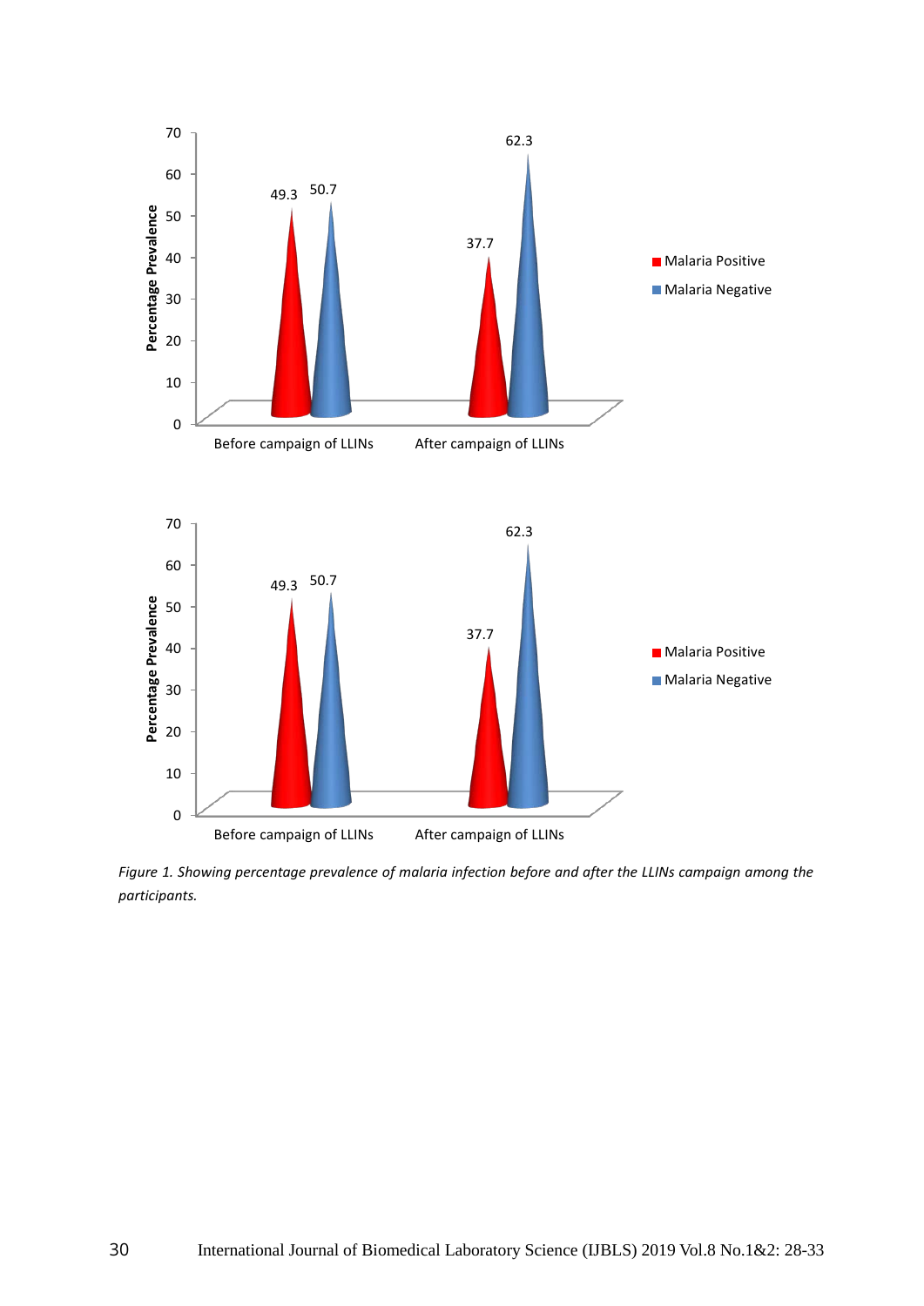*Figure 1. Showing percentage prevalence of malaria infection before and after the LLINs campaign among the participants.*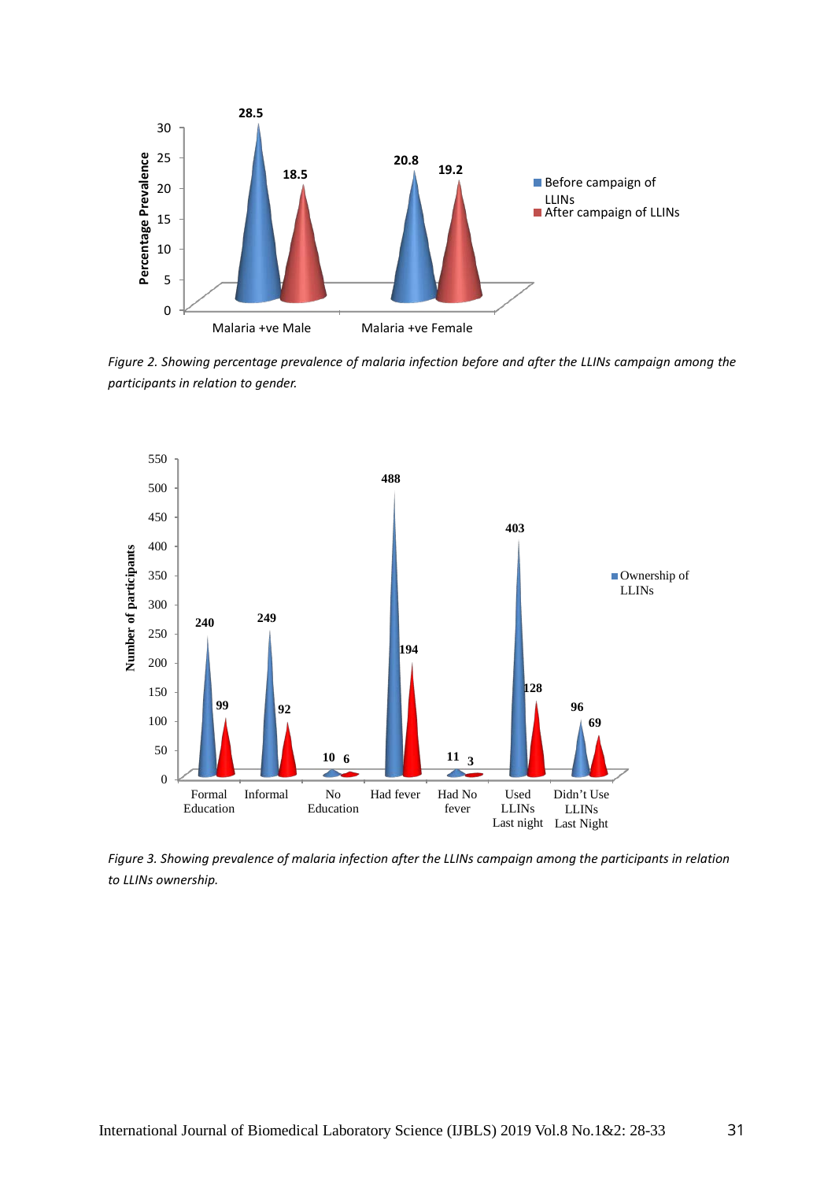*Figure 2. Showing percentage prevalence of malaria infection before and after the LLINs campaign among the participants in relation to gender.*

*Figure 3. Showing prevalence of malaria infection after the LLINs campaign among the participants in relation to LLINs ownership.*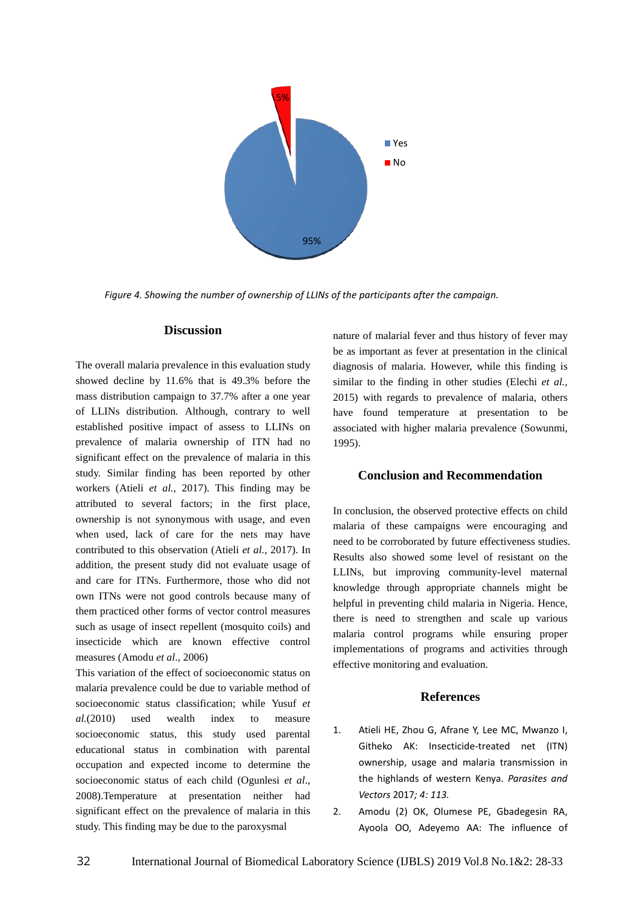Figure 4. Showing the number of ownership of LLINs of the participants after the campaign.

## Discussion

The overall malaria prevalence in this evaluation study showed decline by 11.6% that is 49.3% before the mass distribution campaign to 37.7% after a one year of LLINs distribution. Although, contrary to well established positive impact of assess to LLINs on prevalence of malaria ownership of ITN had no significant effect on the prevalence of malaria in this study. Similar finding has been reported by other workers (Atieli *et al.*, 2017). This finding may be attributed to several factors; in the first place, ownership is not synonymous with usage, and even when used, lack of care for the nets may have contributed to this observation (Atieli *et al.*, 2017). In addition, the present study did not evaluate usage of and care for ITNs. Furthermore, those who did not own ITNs were not good controls because many of them practiced other forms of vector control measures such as usage of insect repellent (mosquito coils) and insecticide which are known effective control measures (Amodu *et al*., 2006)

This variation of the effect of socioeconomic status on malaria prevalence could be due to variable method of socioeconomic status classification; while Yusuf *et al.*(2010) used wealth index to measure socioeconomic status, this study used parental educational status in combination with parental occupation and expected income to determine the socioeconomic status of each child (Ogunlesi *et al*., 2008).Temperature at presentation neither had significant effect on the prevalence of malaria in this study. This finding may be due to the paroxysmal nature of malarial fever and thus history of fever may be as important as fever at presentation in the clinical diagnosis of malaria. However, while this finding is similar to the finding in other studies (Elechi *et al.*, 2015) with regards to prevalence of malaria, others have found temperature at presentation to be associated with higher malaria prevalence (Sowunmi, 1995).

## Conclusion and Recommendation

In conclusion, the observed protective effects on child malaria of these campaigns were encouraging and need to be corroborated by future effectiveness studies. Results also showed some level of resistant on the LLINs, but improving community-level maternal knowledge through appropriate channels might be helpful in preventing child malaria in Nigeria. Hence, there is need to strengthen and scale up various malaria control programs while ensuring proper implementations of programs and activities through effective monitoring and evaluation.

## References

1. Atieli HE, Zhou G, Afrane Y, Lee MC, Mwanzo I, Githeko AK: Insecticide-treated net (ITN) ownership, usage and malaria transmission in the highlands of western Kenya. *Parasites and Vectors* 2017*; 4: 113.*
2. Amodu (2) OK, Olumese PE, Gbadegesin RA, Ayoola OO, Adeyemo AA: The influence of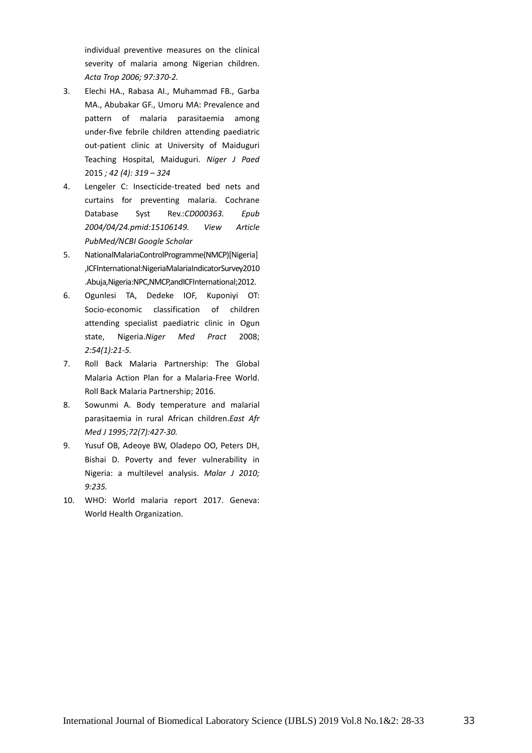individual preventive measures on the clinical severity of malaria among Nigerian children. *Acta Trop 2006; 97:370-2.*

3. Elechi HA., Rabasa AI., Muhammad FB., Garba MA., Abubakar GF., Umoru MA: Prevalence and pattern of malaria parasitaemia among under-five febrile children attending paediatric out-patient clinic at University of Maiduguri Teaching Hospital, Maiduguri. *Niger J Paed* 2015 *; 42 (4): 319 – 324*
4. Lengeler C: Insecticide-treated bed nets and curtains for preventing malaria. Cochrane Database Syst Rev.:*CD000363. Epub 2004/04/24.pmid:15106149. View Article PubMed/NCBI Google Scholar*
5. NationalMalariaControlProgramme(NMCP)[Nigeria],ICFInternational:NigeriaMalariaIndicatorSurvey2010.Abuja,Nigeria:NPC,NMCP,andICFInternational;2012.
6. Ogunlesi TA, Dedeke IOF, Kuponiyi OT: Socio-economic classification of children attending specialist paediatric clinic in Ogun state, Nigeria.*Niger Med Pract* 2008; *2:54(1):21-5.*
7. Roll Back Malaria Partnership: The Global Malaria Action Plan for a Malaria-Free World. Roll Back Malaria Partnership; 2016.
8. Sowunmi A. Body temperature and malarial parasitaemia in rural African children.*East Afr Med J 1995;72(7):427-30.*
9. Yusuf OB, Adeoye BW, Oladepo OO, Peters DH, Bishai D. Poverty and fever vulnerability in Nigeria: a multilevel analysis. *Malar J 2010; 9:235.*
10. WHO: World malaria report 2017. Geneva: World Health Organization.